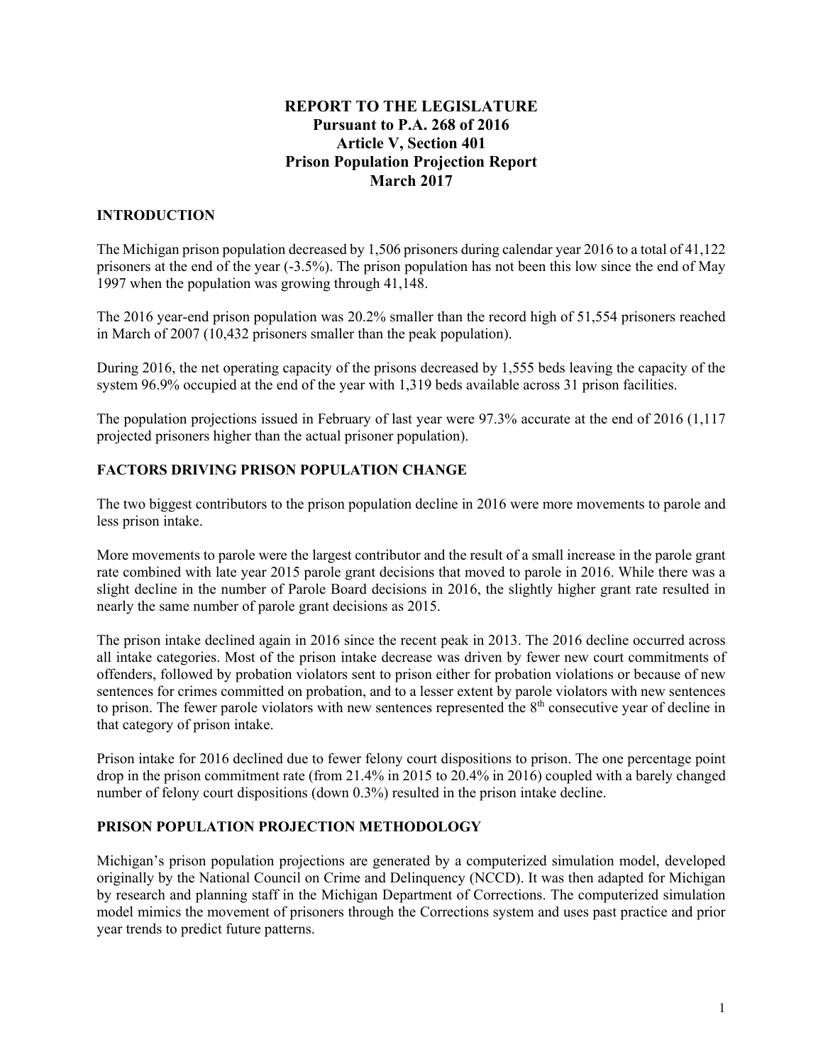# REPORT TO THE LEGISLATURE
# Pursuant to P.A. 268 of 2016
# Article V, Section 401
# Prison Population Projection Report
# March 2017

## INTRODUCTION

The Michigan prison population decreased by 1,506 prisoners during calendar year 2016 to a total of 41,122 prisoners at the end of the year (-3.5%). The prison population has not been this low since the end of May 1997 when the population was growing through 41,148.

The 2016 year-end prison population was 20.2% smaller than the record high of 51,554 prisoners reached in March of 2007 (10,432 prisoners smaller than the peak population).

During 2016, the net operating capacity of the prisons decreased by 1,555 beds leaving the capacity of the system 96.9% occupied at the end of the year with 1,319 beds available across 31 prison facilities.

The population projections issued in February of last year were 97.3% accurate at the end of 2016 (1,117 projected prisoners higher than the actual prisoner population).

## FACTORS DRIVING PRISON POPULATION CHANGE

The two biggest contributors to the prison population decline in 2016 were more movements to parole and less prison intake.

More movements to parole were the largest contributor and the result of a small increase in the parole grant rate combined with late year 2015 parole grant decisions that moved to parole in 2016. While there was a slight decline in the number of Parole Board decisions in 2016, the slightly higher grant rate resulted in nearly the same number of parole grant decisions as 2015.

The prison intake declined again in 2016 since the recent peak in 2013. The 2016 decline occurred across all intake categories. Most of the prison intake decrease was driven by fewer new court commitments of offenders, followed by probation violators sent to prison either for probation violations or because of new sentences for crimes committed on probation, and to a lesser extent by parole violators with new sentences to prison. The fewer parole violators with new sentences represented the 8th consecutive year of decline in that category of prison intake.

Prison intake for 2016 declined due to fewer felony court dispositions to prison. The one percentage point drop in the prison commitment rate (from 21.4% in 2015 to 20.4% in 2016) coupled with a barely changed number of felony court dispositions (down 0.3%) resulted in the prison intake decline.

## PRISON POPULATION PROJECTION METHODOLOGY

Michigan's prison population projections are generated by a computerized simulation model, developed originally by the National Council on Crime and Delinquency (NCCD). It was then adapted for Michigan by research and planning staff in the Michigan Department of Corrections. The computerized simulation model mimics the movement of prisoners through the Corrections system and uses past practice and prior year trends to predict future patterns.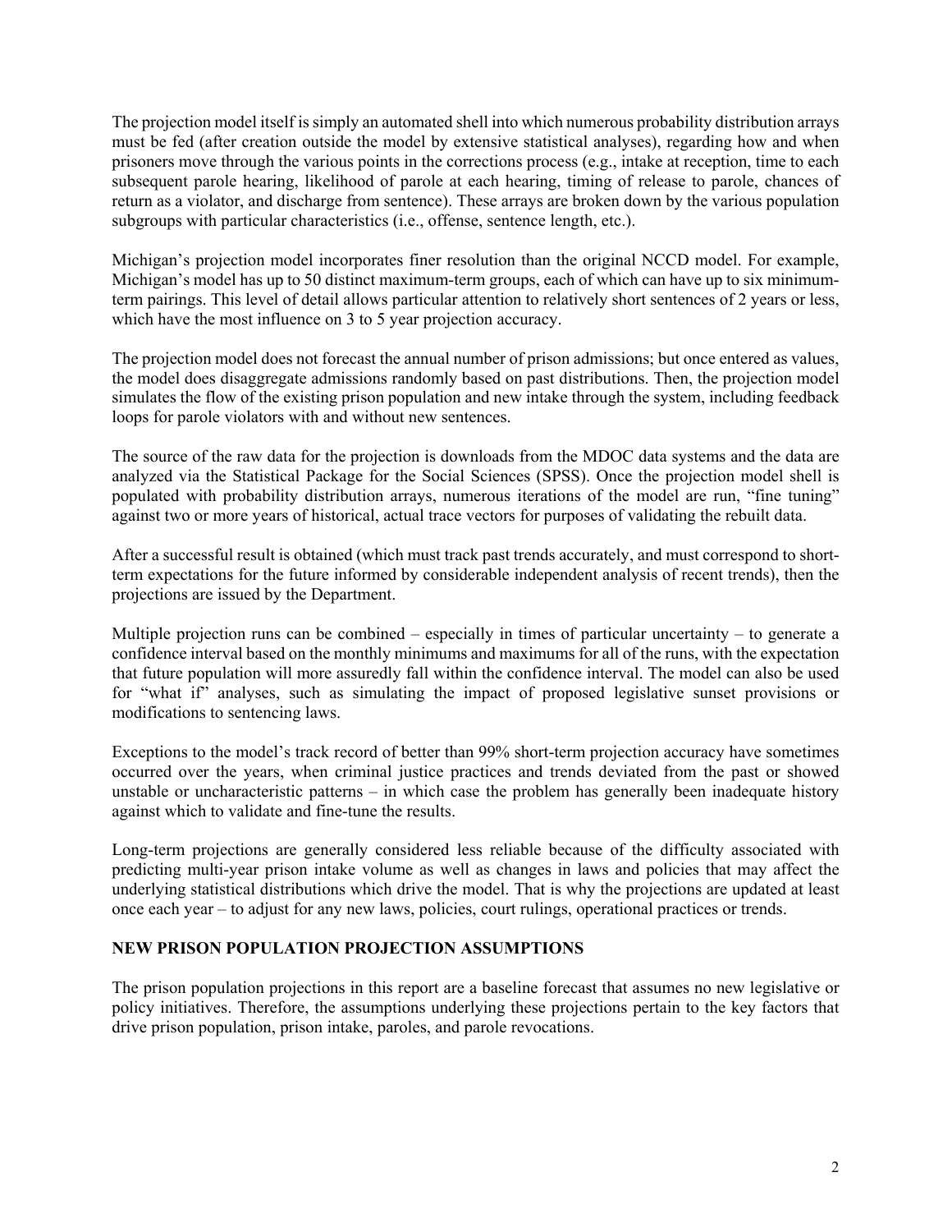The projection model itself is simply an automated shell into which numerous probability distribution arrays must be fed (after creation outside the model by extensive statistical analyses), regarding how and when prisoners move through the various points in the corrections process (e.g., intake at reception, time to each subsequent parole hearing, likelihood of parole at each hearing, timing of release to parole, chances of return as a violator, and discharge from sentence). These arrays are broken down by the various population subgroups with particular characteristics (i.e., offense, sentence length, etc.).

Michigan's projection model incorporates finer resolution than the original NCCD model. For example, Michigan's model has up to 50 distinct maximum-term groups, each of which can have up to six minimum-term pairings. This level of detail allows particular attention to relatively short sentences of 2 years or less, which have the most influence on 3 to 5 year projection accuracy.

The projection model does not forecast the annual number of prison admissions; but once entered as values, the model does disaggregate admissions randomly based on past distributions. Then, the projection model simulates the flow of the existing prison population and new intake through the system, including feedback loops for parole violators with and without new sentences.

The source of the raw data for the projection is downloads from the MDOC data systems and the data are analyzed via the Statistical Package for the Social Sciences (SPSS). Once the projection model shell is populated with probability distribution arrays, numerous iterations of the model are run, "fine tuning" against two or more years of historical, actual trace vectors for purposes of validating the rebuilt data.

After a successful result is obtained (which must track past trends accurately, and must correspond to short-term expectations for the future informed by considerable independent analysis of recent trends), then the projections are issued by the Department.

Multiple projection runs can be combined – especially in times of particular uncertainty – to generate a confidence interval based on the monthly minimums and maximums for all of the runs, with the expectation that future population will more assuredly fall within the confidence interval. The model can also be used for "what if" analyses, such as simulating the impact of proposed legislative sunset provisions or modifications to sentencing laws.

Exceptions to the model's track record of better than 99% short-term projection accuracy have sometimes occurred over the years, when criminal justice practices and trends deviated from the past or showed unstable or uncharacteristic patterns – in which case the problem has generally been inadequate history against which to validate and fine-tune the results.

Long-term projections are generally considered less reliable because of the difficulty associated with predicting multi-year prison intake volume as well as changes in laws and policies that may affect the underlying statistical distributions which drive the model. That is why the projections are updated at least once each year – to adjust for any new laws, policies, court rulings, operational practices or trends.

## NEW PRISON POPULATION PROJECTION ASSUMPTIONS

The prison population projections in this report are a baseline forecast that assumes no new legislative or policy initiatives. Therefore, the assumptions underlying these projections pertain to the key factors that drive prison population, prison intake, paroles, and parole revocations.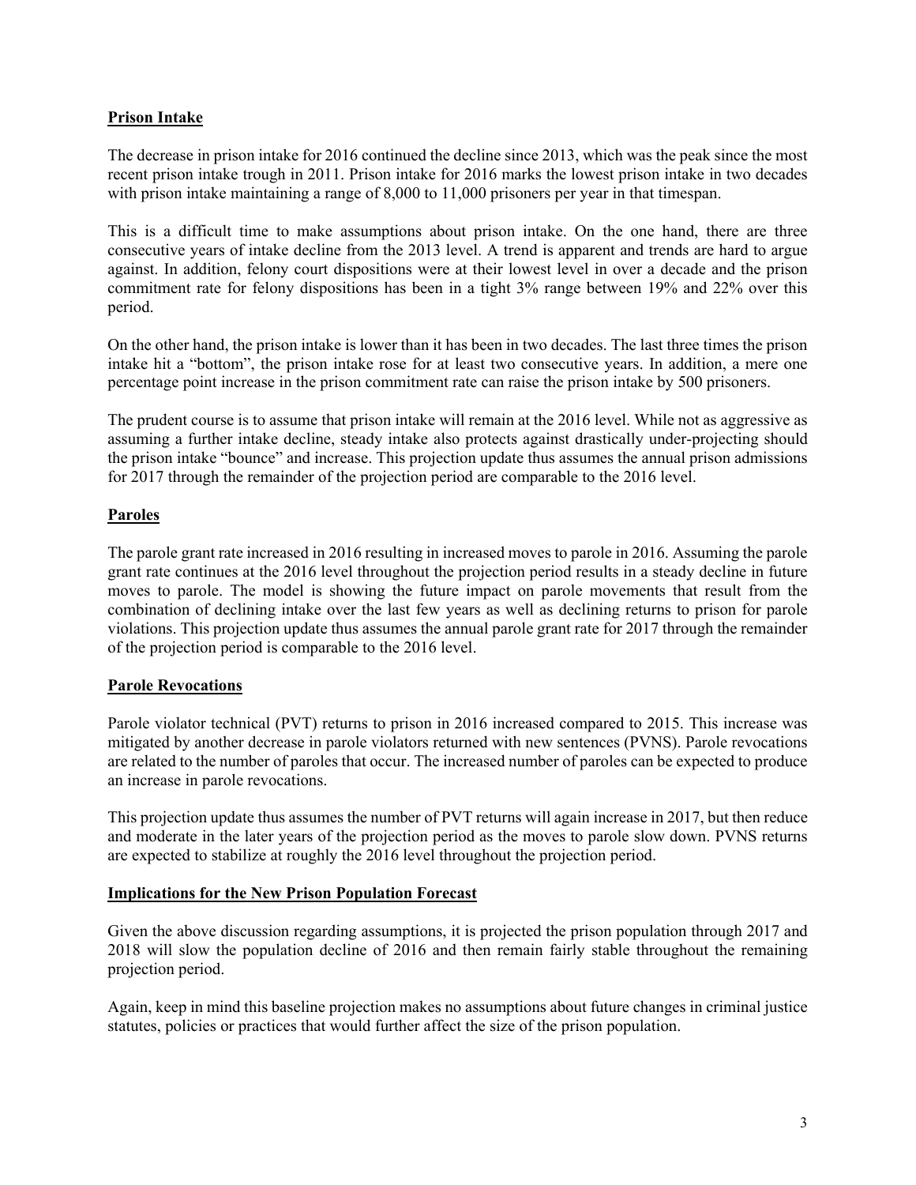## Prison Intake

The decrease in prison intake for 2016 continued the decline since 2013, which was the peak since the most recent prison intake trough in 2011. Prison intake for 2016 marks the lowest prison intake in two decades with prison intake maintaining a range of 8,000 to 11,000 prisoners per year in that timespan.

This is a difficult time to make assumptions about prison intake. On the one hand, there are three consecutive years of intake decline from the 2013 level. A trend is apparent and trends are hard to argue against. In addition, felony court dispositions were at their lowest level in over a decade and the prison commitment rate for felony dispositions has been in a tight 3% range between 19% and 22% over this period.

On the other hand, the prison intake is lower than it has been in two decades. The last three times the prison intake hit a "bottom", the prison intake rose for at least two consecutive years. In addition, a mere one percentage point increase in the prison commitment rate can raise the prison intake by 500 prisoners.

The prudent course is to assume that prison intake will remain at the 2016 level. While not as aggressive as assuming a further intake decline, steady intake also protects against drastically under-projecting should the prison intake "bounce" and increase. This projection update thus assumes the annual prison admissions for 2017 through the remainder of the projection period are comparable to the 2016 level.

## Paroles

The parole grant rate increased in 2016 resulting in increased moves to parole in 2016. Assuming the parole grant rate continues at the 2016 level throughout the projection period results in a steady decline in future moves to parole. The model is showing the future impact on parole movements that result from the combination of declining intake over the last few years as well as declining returns to prison for parole violations. This projection update thus assumes the annual parole grant rate for 2017 through the remainder of the projection period is comparable to the 2016 level.

## Parole Revocations

Parole violator technical (PVT) returns to prison in 2016 increased compared to 2015. This increase was mitigated by another decrease in parole violators returned with new sentences (PVNS). Parole revocations are related to the number of paroles that occur. The increased number of paroles can be expected to produce an increase in parole revocations.

This projection update thus assumes the number of PVT returns will again increase in 2017, but then reduce and moderate in the later years of the projection period as the moves to parole slow down. PVNS returns are expected to stabilize at roughly the 2016 level throughout the projection period.

## Implications for the New Prison Population Forecast

Given the above discussion regarding assumptions, it is projected the prison population through 2017 and 2018 will slow the population decline of 2016 and then remain fairly stable throughout the remaining projection period.

Again, keep in mind this baseline projection makes no assumptions about future changes in criminal justice statutes, policies or practices that would further affect the size of the prison population.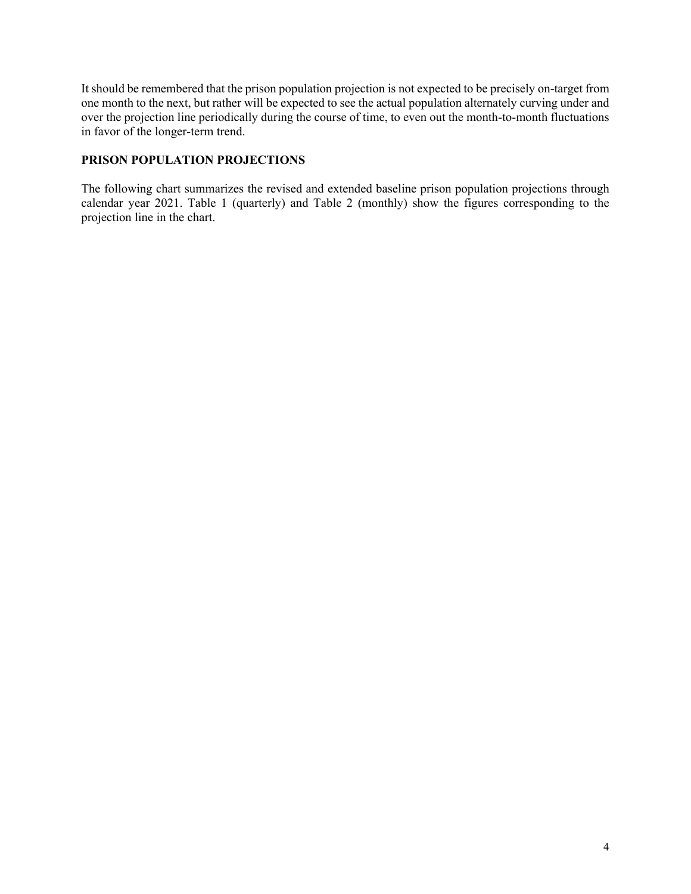It should be remembered that the prison population projection is not expected to be precisely on-target from one month to the next, but rather will be expected to see the actual population alternately curving under and over the projection line periodically during the course of time, to even out the month-to-month fluctuations in favor of the longer-term trend.

## PRISON POPULATION PROJECTIONS

The following chart summarizes the revised and extended baseline prison population projections through calendar year 2021. Table 1 (quarterly) and Table 2 (monthly) show the figures corresponding to the projection line in the chart.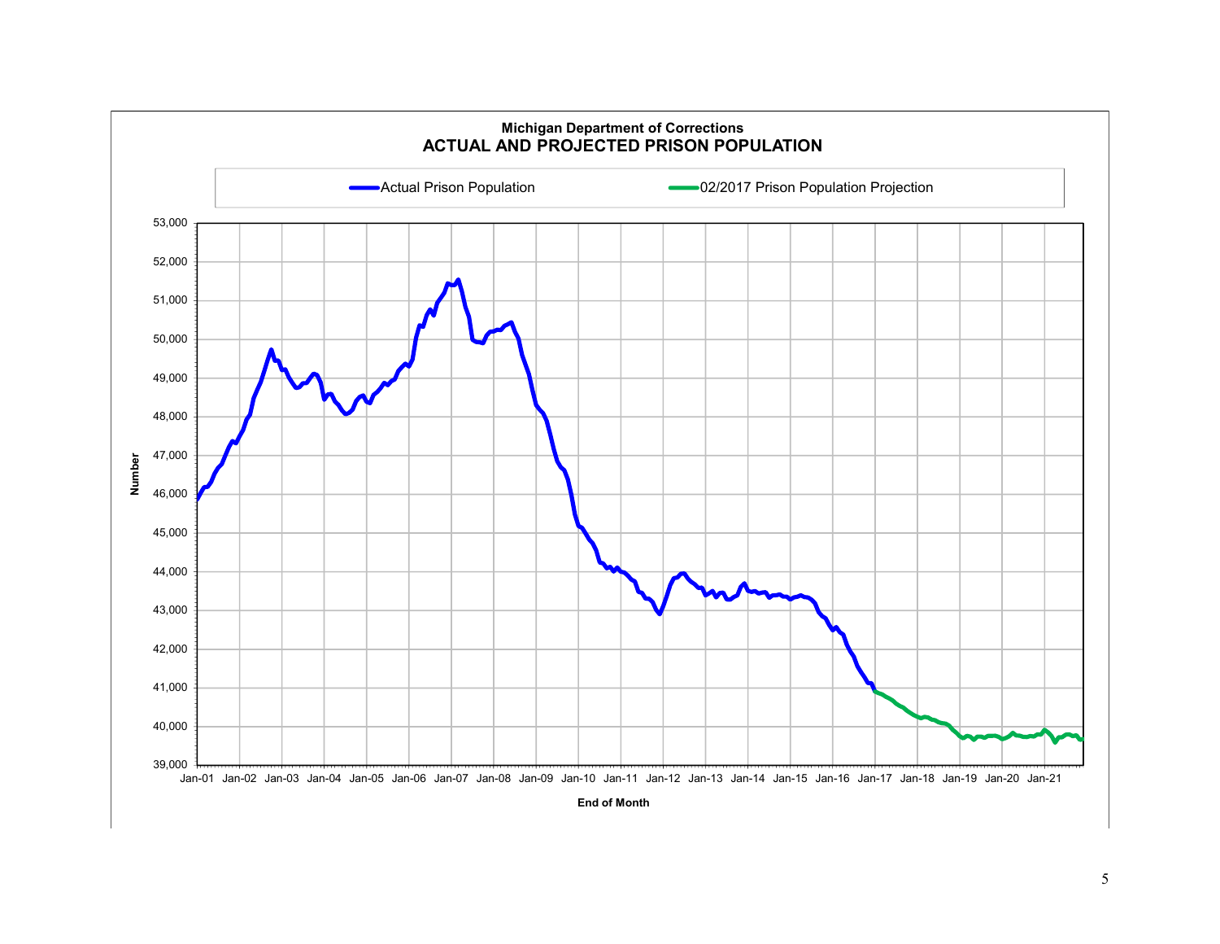**Michigan Department of Corrections**

**ACTUAL AND PROJECTED PRISON POPULATION**

Actual Prison Population — 02/2017 Prison Population Projection

Number: 53,000 · 52,000 · 51,000 · 50,000 · 49,000 · 48,000 · 47,000 · 46,000 · 45,000 · 44,000 · 43,000 · 42,000 · 41,000 · 40,000 · 39,000

Jan-01 · Jan-02 · Jan-03 · Jan-04 · Jan-05 · Jan-06 · Jan-07 · Jan-08 · Jan-09 · Jan-10 · Jan-11 · Jan-12 · Jan-13 · Jan-14 · Jan-15 · Jan-16 · Jan-17 · Jan-18 · Jan-19 · Jan-20 · Jan-21

**End of Month**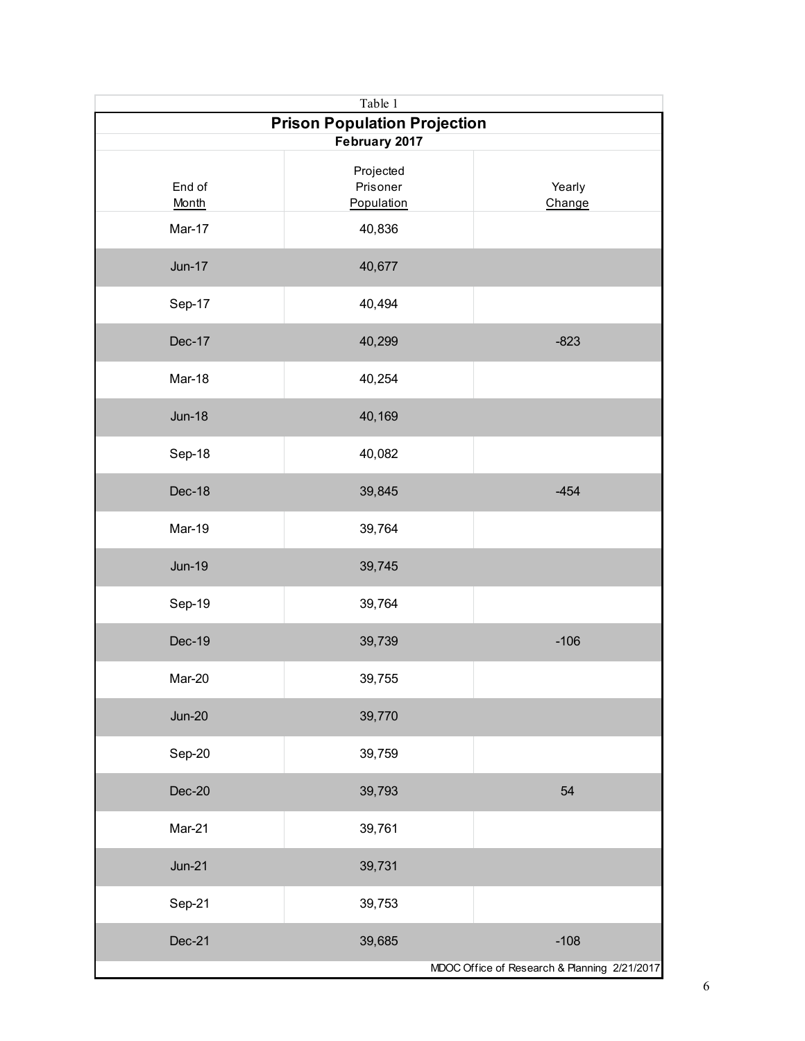Table 1

## Prison Population Projection

**February 2017**

| End of Month | Projected Prisoner Population | Yearly Change |
|---|---|---|
| Mar-17 | 40,836 | |
| Jun-17 | 40,677 | |
| Sep-17 | 40,494 | |
| Dec-17 | 40,299 | -823 |
| Mar-18 | 40,254 | |
| Jun-18 | 40,169 | |
| Sep-18 | 40,082 | |
| Dec-18 | 39,845 | -454 |
| Mar-19 | 39,764 | |
| Jun-19 | 39,745 | |
| Sep-19 | 39,764 | |
| Dec-19 | 39,739 | -106 |
| Mar-20 | 39,755 | |
| Jun-20 | 39,770 | |
| Sep-20 | 39,759 | |
| Dec-20 | 39,793 | 54 |
| Mar-21 | 39,761 | |
| Jun-21 | 39,731 | |
| Sep-21 | 39,753 | |
| Dec-21 | 39,685 | -108 |

MDOC Office of Research & Planning 2/21/2017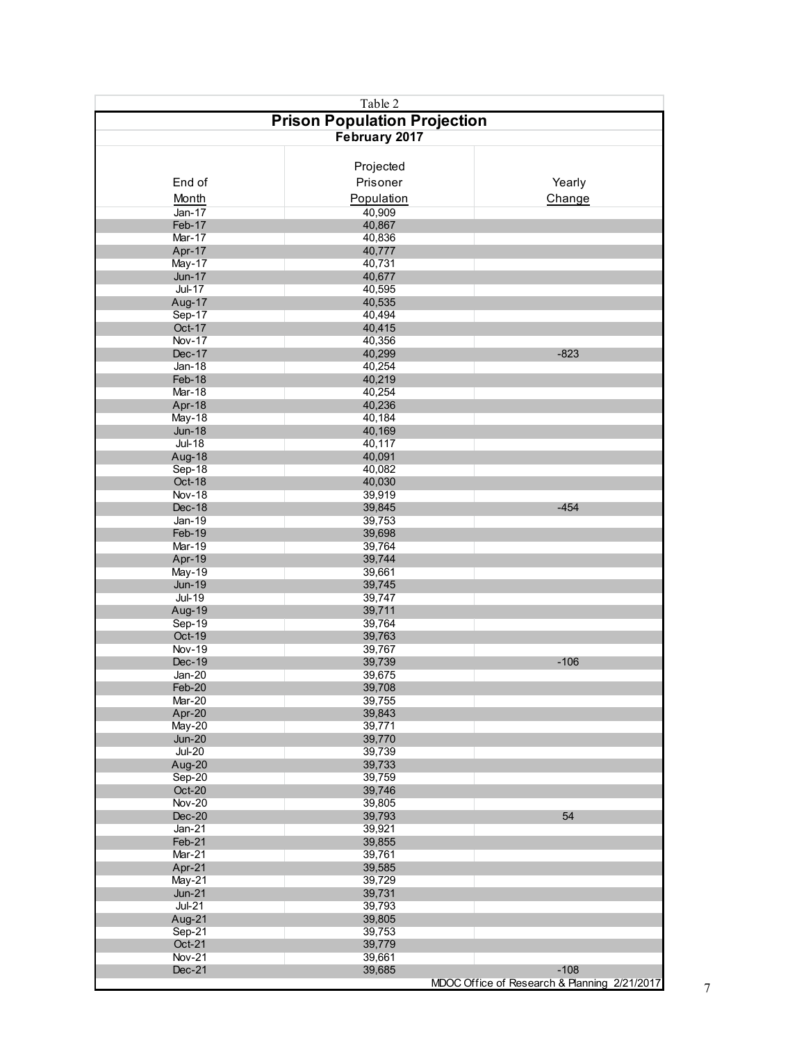Table 2

## Prisoner Population Projection

### February 2017

| End of Month | Projected Prisoner Population | Yearly Change |
|---|---|---|
| Jan-17 | 40,909 | |
| Feb-17 | 40,867 | |
| Mar-17 | 40,836 | |
| Apr-17 | 40,777 | |
| May-17 | 40,731 | |
| Jun-17 | 40,677 | |
| Jul-17 | 40,595 | |
| Aug-17 | 40,535 | |
| Sep-17 | 40,494 | |
| Oct-17 | 40,415 | |
| Nov-17 | 40,356 | |
| Dec-17 | 40,299 | -823 |
| Jan-18 | 40,254 | |
| Feb-18 | 40,219 | |
| Mar-18 | 40,254 | |
| Apr-18 | 40,236 | |
| May-18 | 40,184 | |
| Jun-18 | 40,169 | |
| Jul-18 | 40,117 | |
| Aug-18 | 40,091 | |
| Sep-18 | 40,082 | |
| Oct-18 | 40,030 | |
| Nov-18 | 39,919 | |
| Dec-18 | 39,845 | -454 |
| Jan-19 | 39,753 | |
| Feb-19 | 39,698 | |
| Mar-19 | 39,764 | |
| Apr-19 | 39,744 | |
| May-19 | 39,661 | |
| Jun-19 | 39,745 | |
| Jul-19 | 39,747 | |
| Aug-19 | 39,711 | |
| Sep-19 | 39,764 | |
| Oct-19 | 39,763 | |
| Nov-19 | 39,767 | |
| Dec-19 | 39,739 | -106 |
| Jan-20 | 39,675 | |
| Feb-20 | 39,708 | |
| Mar-20 | 39,755 | |
| Apr-20 | 39,843 | |
| May-20 | 39,771 | |
| Jun-20 | 39,770 | |
| Jul-20 | 39,739 | |
| Aug-20 | 39,733 | |
| Sep-20 | 39,759 | |
| Oct-20 | 39,746 | |
| Nov-20 | 39,805 | |
| Dec-20 | 39,793 | 54 |
| Jan-21 | 39,921 | |
| Feb-21 | 39,855 | |
| Mar-21 | 39,761 | |
| Apr-21 | 39,585 | |
| May-21 | 39,729 | |
| Jun-21 | 39,731 | |
| Jul-21 | 39,793 | |
| Aug-21 | 39,805 | |
| Sep-21 | 39,753 | |
| Oct-21 | 39,779 | |
| Nov-21 | 39,661 | |
| Dec-21 | 39,685 | -108 |

MDOC Office of Research & Planning 2/21/2017